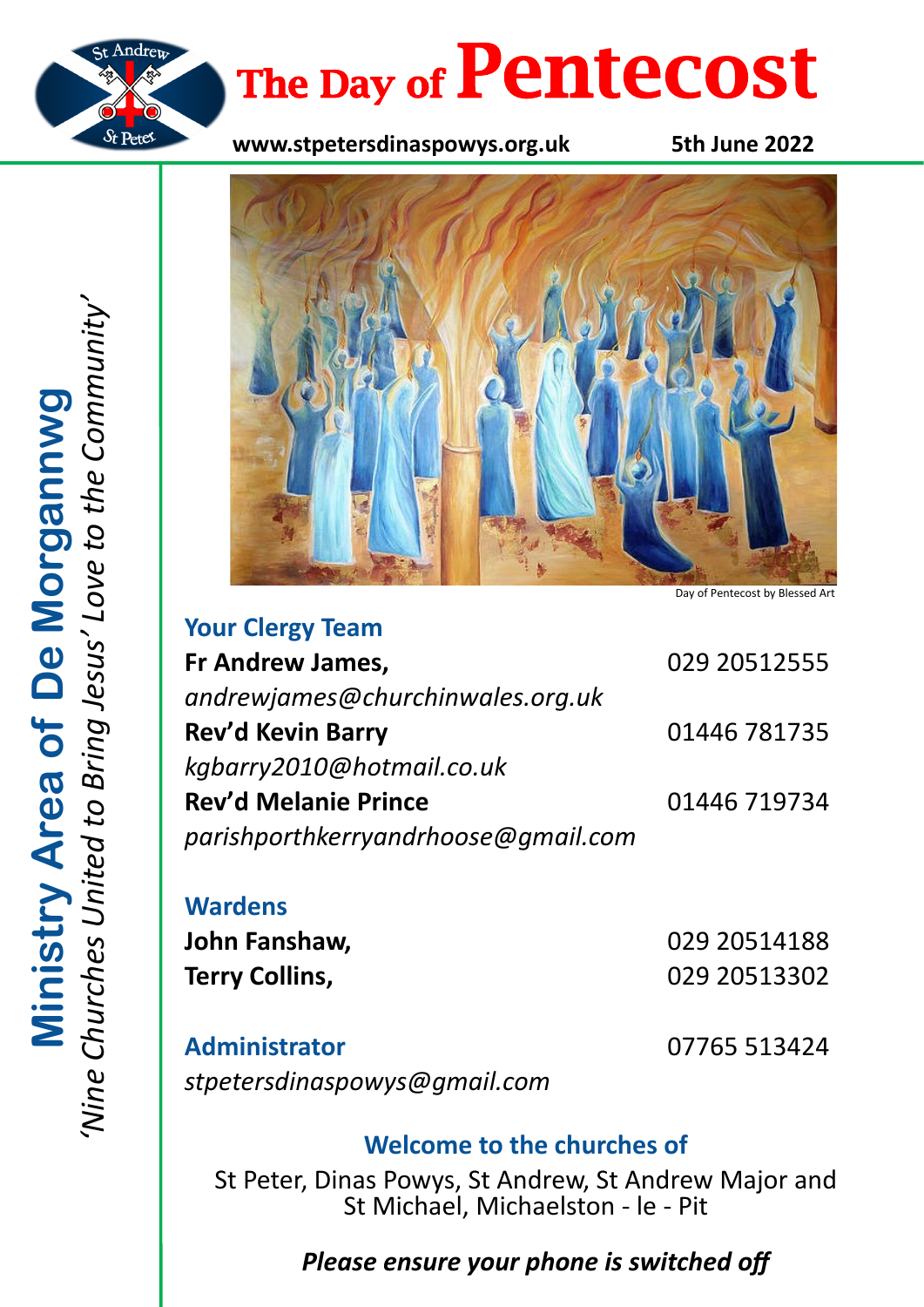# The Day of Pentecost

**www.stpetersdinaspowys.org.uk** **5th June 2022**

**Ministry Area of De Morgannwg**

*'Nine Churches United to Bring Jesus' Love to the Community'*

Day of Pentecost by Blessed Art

## Your Clergy Team

**Fr Andrew James,** 029 20512555
*andrewjames@churchinwales.org.uk*

**Rev'd Kevin Barry** 01446 781735
*kgbarry2010@hotmail.co.uk*

**Rev'd Melanie Prince** 01446 719734
*parishporthkerryandrhoose@gmail.com*

## Wardens

**John Fanshaw,** 029 20514188

**Terry Collins,** 029 20513302

## Administrator

07765 513424

*stpetersdinaspowys@gmail.com*

## Welcome to the churches of

St Peter, Dinas Powys, St Andrew, St Andrew Major and St Michael, Michaelston - le - Pit

***Please ensure your phone is switched off***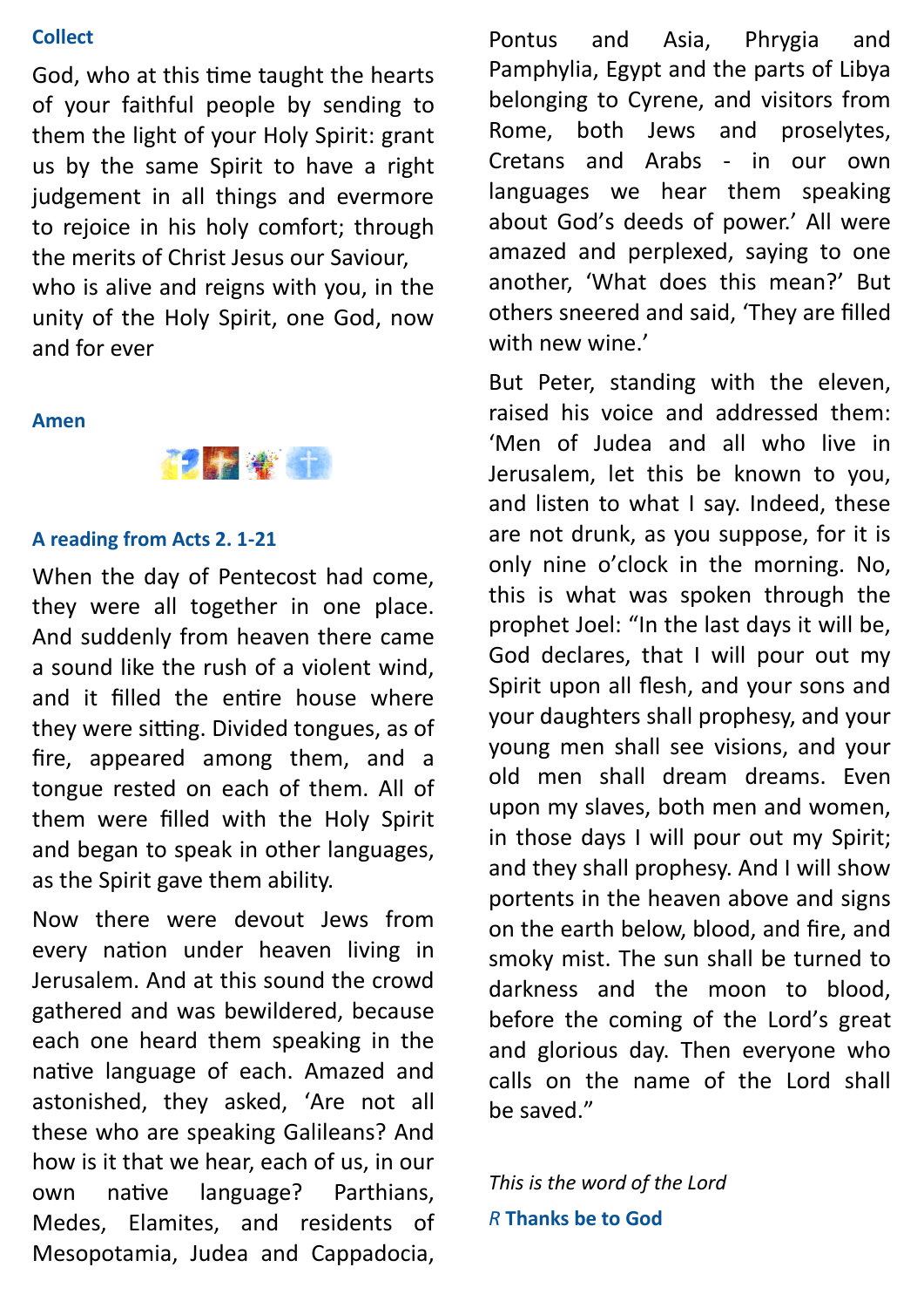### Collect

God, who at this time taught the hearts of your faithful people by sending to them the light of your Holy Spirit: grant us by the same Spirit to have a right judgement in all things and evermore to rejoice in his holy comfort; through the merits of Christ Jesus our Saviour, who is alive and reigns with you, in the unity of the Holy Spirit, one God, now and for ever

**Amen**

### A reading from Acts 2. 1-21

When the day of Pentecost had come, they were all together in one place. And suddenly from heaven there came a sound like the rush of a violent wind, and it filled the entire house where they were sitting. Divided tongues, as of fire, appeared among them, and a tongue rested on each of them. All of them were filled with the Holy Spirit and began to speak in other languages, as the Spirit gave them ability.

Now there were devout Jews from every nation under heaven living in Jerusalem. And at this sound the crowd gathered and was bewildered, because each one heard them speaking in the native language of each. Amazed and astonished, they asked, 'Are not all these who are speaking Galileans? And how is it that we hear, each of us, in our own native language? Parthians, Medes, Elamites, and residents of Mesopotamia, Judea and Cappadocia, Pontus and Asia, Phrygia and Pamphylia, Egypt and the parts of Libya belonging to Cyrene, and visitors from Rome, both Jews and proselytes, Cretans and Arabs - in our own languages we hear them speaking about God's deeds of power.' All were amazed and perplexed, saying to one another, 'What does this mean?' But others sneered and said, 'They are filled with new wine.'

But Peter, standing with the eleven, raised his voice and addressed them: 'Men of Judea and all who live in Jerusalem, let this be known to you, and listen to what I say. Indeed, these are not drunk, as you suppose, for it is only nine o'clock in the morning. No, this is what was spoken through the prophet Joel: "In the last days it will be, God declares, that I will pour out my Spirit upon all flesh, and your sons and your daughters shall prophesy, and your young men shall see visions, and your old men shall dream dreams. Even upon my slaves, both men and women, in those days I will pour out my Spirit; and they shall prophesy. And I will show portents in the heaven above and signs on the earth below, blood, and fire, and smoky mist. The sun shall be turned to darkness and the moon to blood, before the coming of the Lord's great and glorious day. Then everyone who calls on the name of the Lord shall be saved."

*This is the word of the Lord*

*R* **Thanks be to God**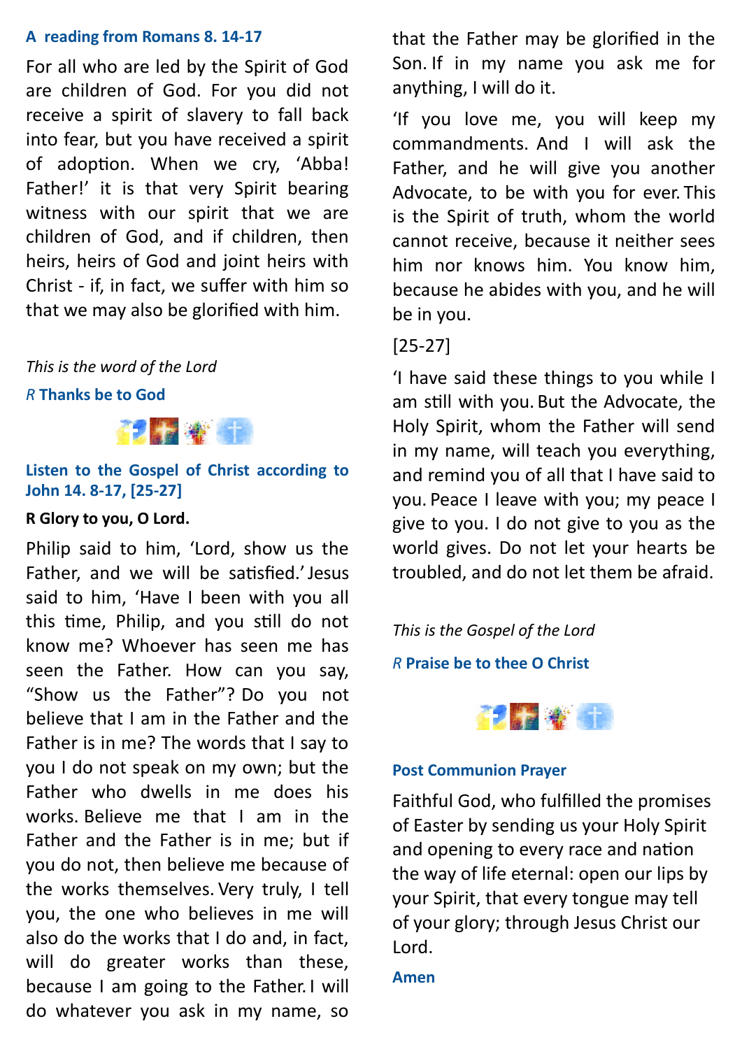### A reading from Romans 8. 14-17

For all who are led by the Spirit of God are children of God. For you did not receive a spirit of slavery to fall back into fear, but you have received a spirit of adoption. When we cry, 'Abba! Father!' it is that very Spirit bearing witness with our spirit that we are children of God, and if children, then heirs, heirs of God and joint heirs with Christ - if, in fact, we suffer with him so that we may also be glorified with him.

*This is the word of the Lord*

*R* **Thanks be to God**

### Listen to the Gospel of Christ according to John 14. 8-17, [25-27]

**R Glory to you, O Lord.**

Philip said to him, 'Lord, show us the Father, and we will be satisfied.' Jesus said to him, 'Have I been with you all this time, Philip, and you still do not know me? Whoever has seen me has seen the Father. How can you say, "Show us the Father"? Do you not believe that I am in the Father and the Father is in me? The words that I say to you I do not speak on my own; but the Father who dwells in me does his works. Believe me that I am in the Father and the Father is in me; but if you do not, then believe me because of the works themselves. Very truly, I tell you, the one who believes in me will also do the works that I do and, in fact, will do greater works than these, because I am going to the Father. I will do whatever you ask in my name, so that the Father may be glorified in the Son. If in my name you ask me for anything, I will do it.

'If you love me, you will keep my commandments. And I will ask the Father, and he will give you another Advocate, to be with you for ever. This is the Spirit of truth, whom the world cannot receive, because it neither sees him nor knows him. You know him, because he abides with you, and he will be in you.

[25-27]

'I have said these things to you while I am still with you. But the Advocate, the Holy Spirit, whom the Father will send in my name, will teach you everything, and remind you of all that I have said to you. Peace I leave with you; my peace I give to you. I do not give to you as the world gives. Do not let your hearts be troubled, and do not let them be afraid.

*This is the Gospel of the Lord*

*R* **Praise be to thee O Christ**

### Post Communion Prayer

Faithful God, who fulfilled the promises of Easter by sending us your Holy Spirit and opening to every race and nation the way of life eternal: open our lips by your Spirit, that every tongue may tell of your glory; through Jesus Christ our Lord.

**Amen**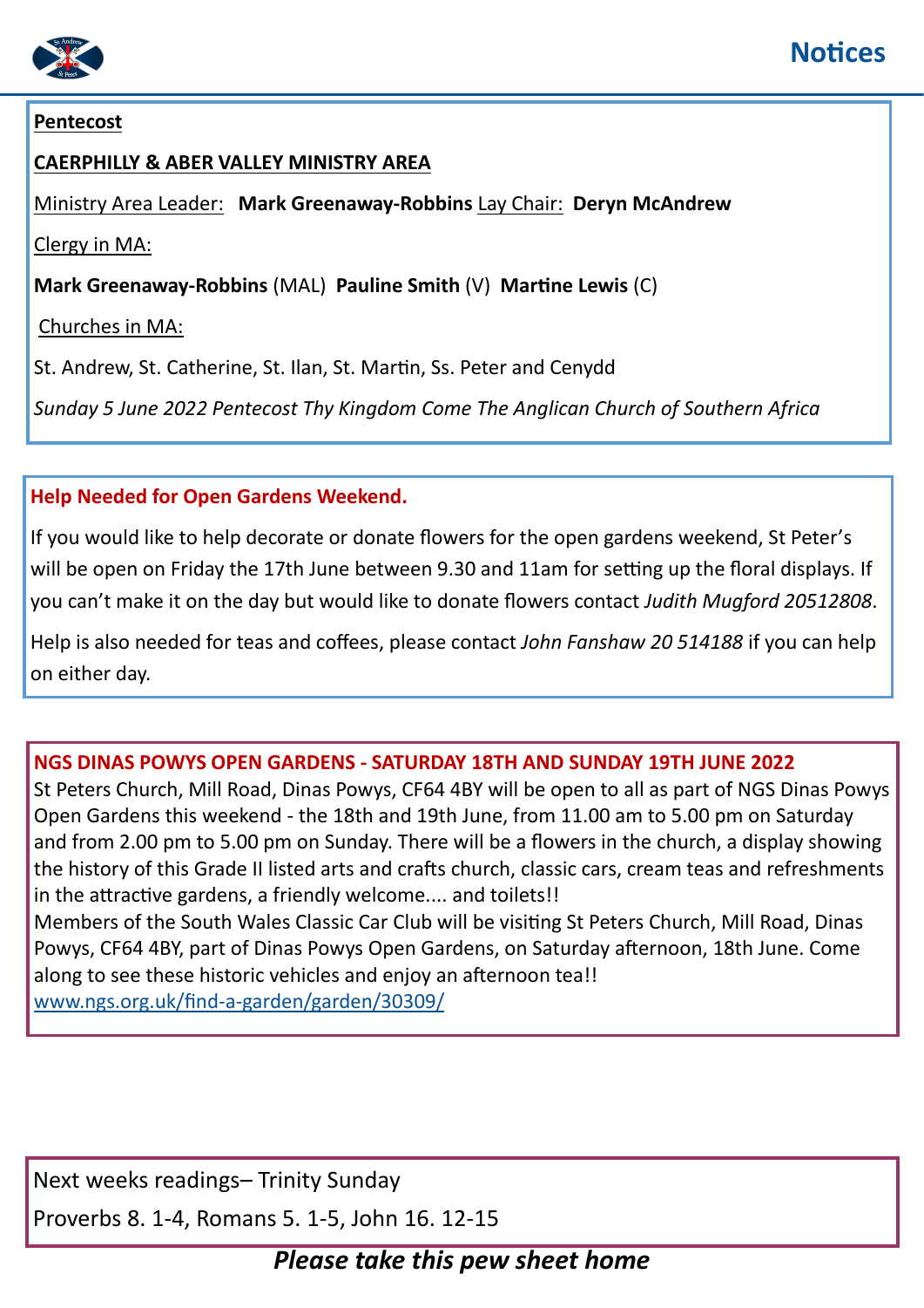# Notices

**Pentecost**

**CAERPHILLY & ABER VALLEY MINISTRY AREA**

Ministry Area Leader: **Mark Greenaway-Robbins** Lay Chair: **Deryn McAndrew**

Clergy in MA:

**Mark Greenaway-Robbins** (MAL) **Pauline Smith** (V) **Martine Lewis** (C)

Churches in MA:

St. Andrew, St. Catherine, St. Ilan, St. Martin, Ss. Peter and Cenydd

*Sunday 5 June 2022 Pentecost Thy Kingdom Come The Anglican Church of Southern Africa*

**Help Needed for Open Gardens Weekend.**

If you would like to help decorate or donate flowers for the open gardens weekend, St Peter's will be open on Friday the 17th June between 9.30 and 11am for setting up the floral displays. If you can't make it on the day but would like to donate flowers contact *Judith Mugford 20512808*.

Help is also needed for teas and coffees, please contact *John Fanshaw 20 514188* if you can help on either day.

**NGS DINAS POWYS OPEN GARDENS - SATURDAY 18TH AND SUNDAY 19TH JUNE 2022**

St Peters Church, Mill Road, Dinas Powys, CF64 4BY will be open to all as part of NGS Dinas Powys Open Gardens this weekend - the 18th and 19th June, from 11.00 am to 5.00 pm on Saturday and from 2.00 pm to 5.00 pm on Sunday. There will be a flowers in the church, a display showing the history of this Grade II listed arts and crafts church, classic cars, cream teas and refreshments in the attractive gardens, a friendly welcome.... and toilets!!

Members of the South Wales Classic Car Club will be visiting St Peters Church, Mill Road, Dinas Powys, CF64 4BY, part of Dinas Powys Open Gardens, on Saturday afternoon, 18th June. Come along to see these historic vehicles and enjoy an afternoon tea!!

www.ngs.org.uk/find-a-garden/garden/30309/

Next weeks readings– Trinity Sunday

Proverbs 8. 1-4, Romans 5. 1-5, John 16. 12-15

***Please take this pew sheet home***